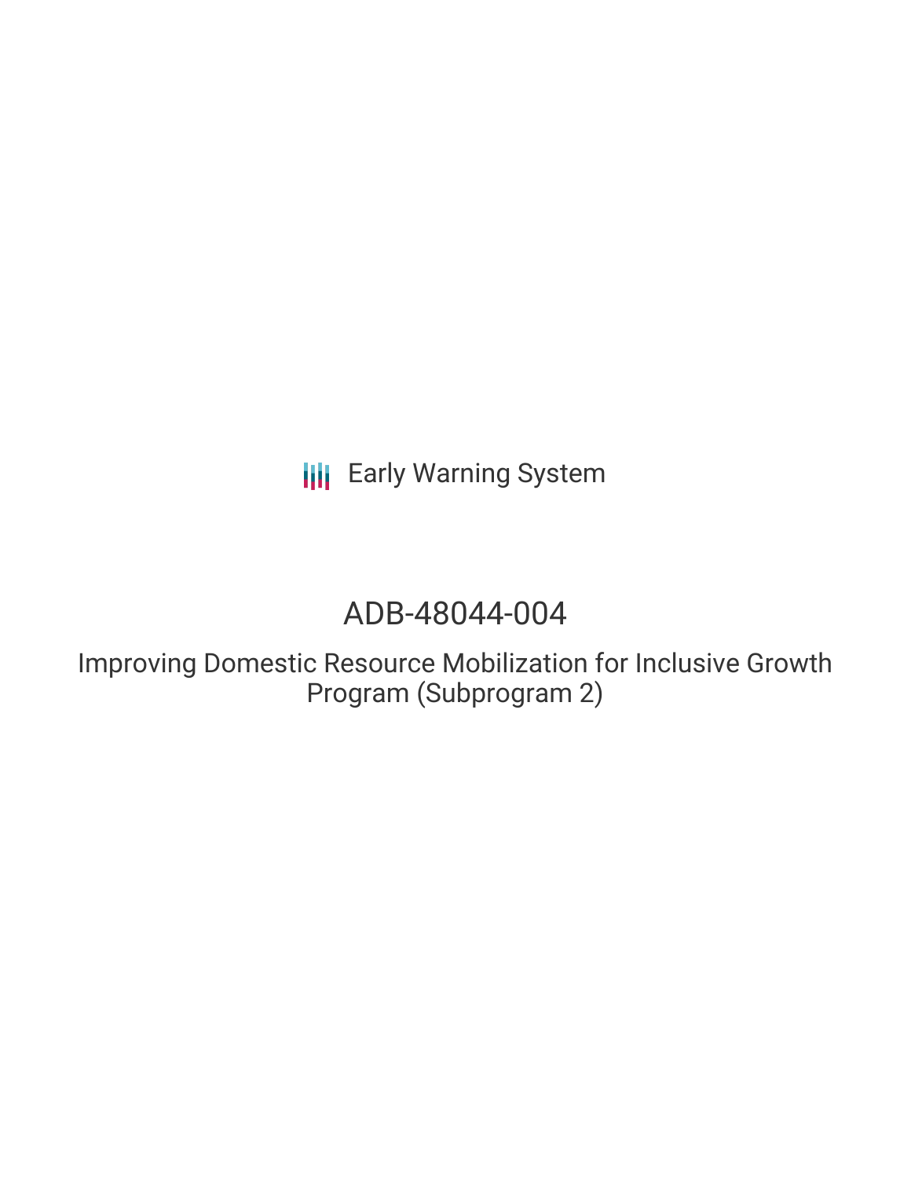Early Warning System

# ADB-48044-004

## Improving Domestic Resource Mobilization for Inclusive Growth Program (Subprogram 2)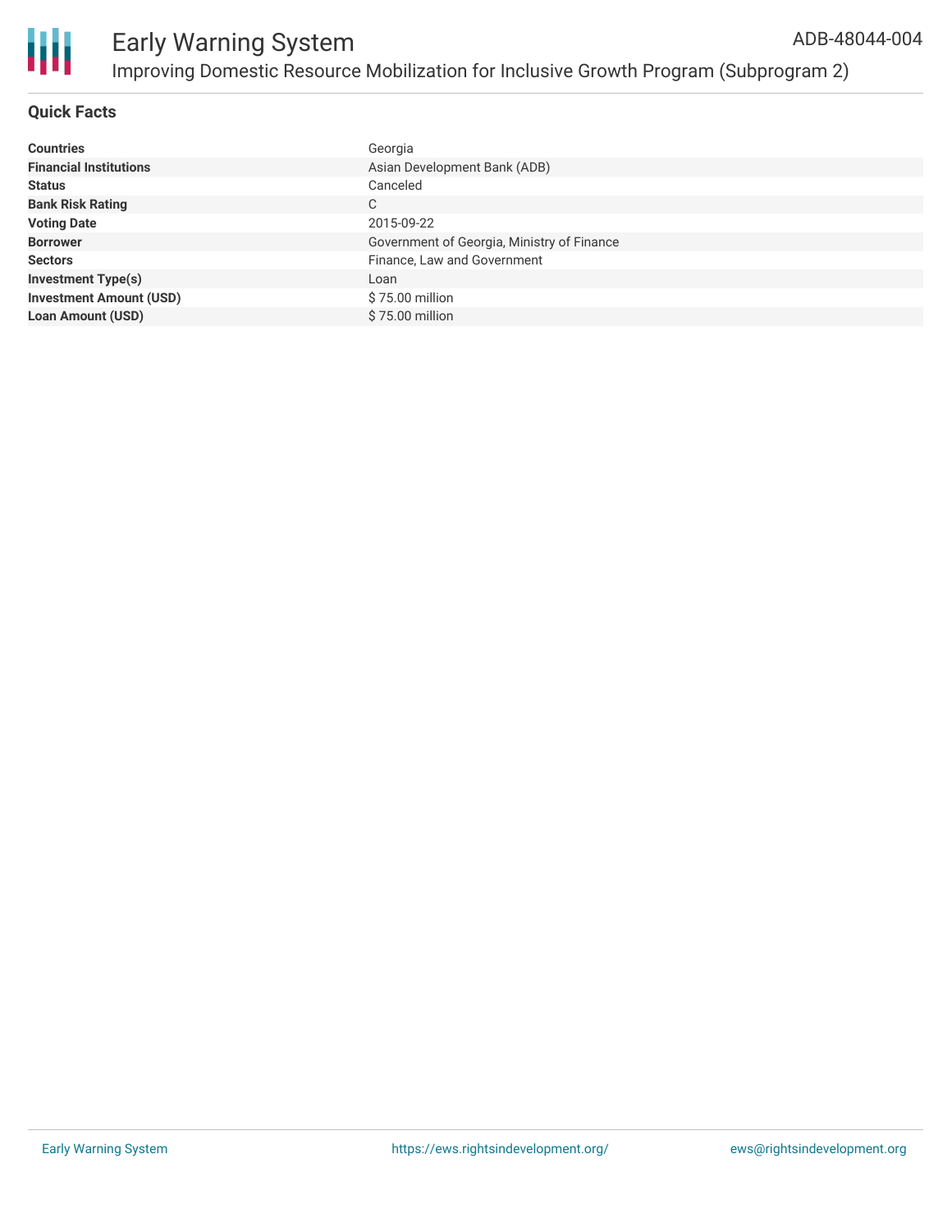# Early Warning System

## Improving Domestic Resource Mobilization for Inclusive Growth Program (Subprogram 2)

ADB-48044-004

### Quick Facts

| | |
|---|---|
| **Countries** | Georgia |
| **Financial Institutions** | Asian Development Bank (ADB) |
| **Status** | Canceled |
| **Bank Risk Rating** | C |
| **Voting Date** | 2015-09-22 |
| **Borrower** | Government of Georgia, Ministry of Finance |
| **Sectors** | Finance, Law and Government |
| **Investment Type(s)** | Loan |
| **Investment Amount (USD)** | $ 75.00 million |
| **Loan Amount (USD)** | $ 75.00 million |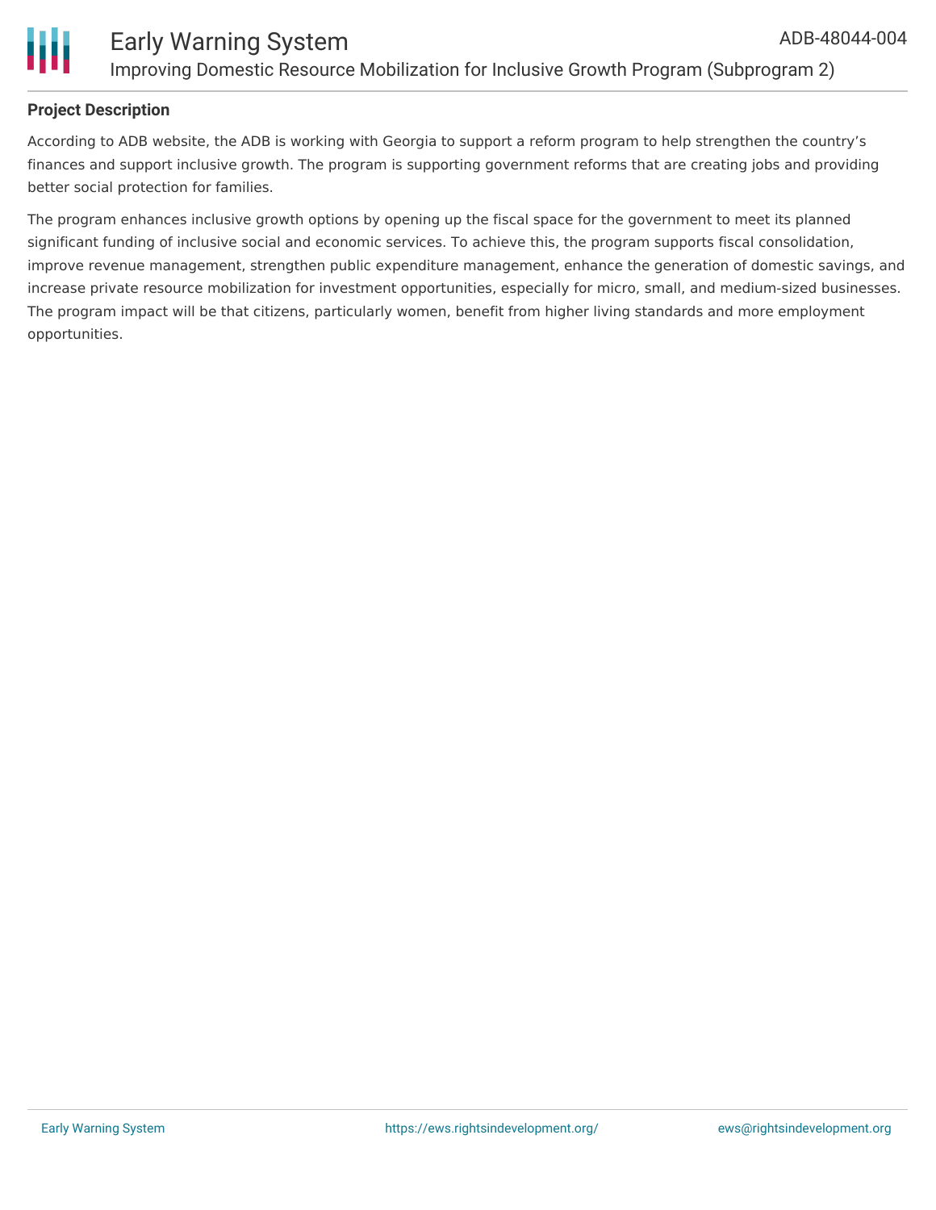## Project Description

According to ADB website, the ADB is working with Georgia to support a reform program to help strengthen the country's finances and support inclusive growth. The program is supporting government reforms that are creating jobs and providing better social protection for families.

The program enhances inclusive growth options by opening up the fiscal space for the government to meet its planned significant funding of inclusive social and economic services. To achieve this, the program supports fiscal consolidation, improve revenue management, strengthen public expenditure management, enhance the generation of domestic savings, and increase private resource mobilization for investment opportunities, especially for micro, small, and medium-sized businesses. The program impact will be that citizens, particularly women, benefit from higher living standards and more employment opportunities.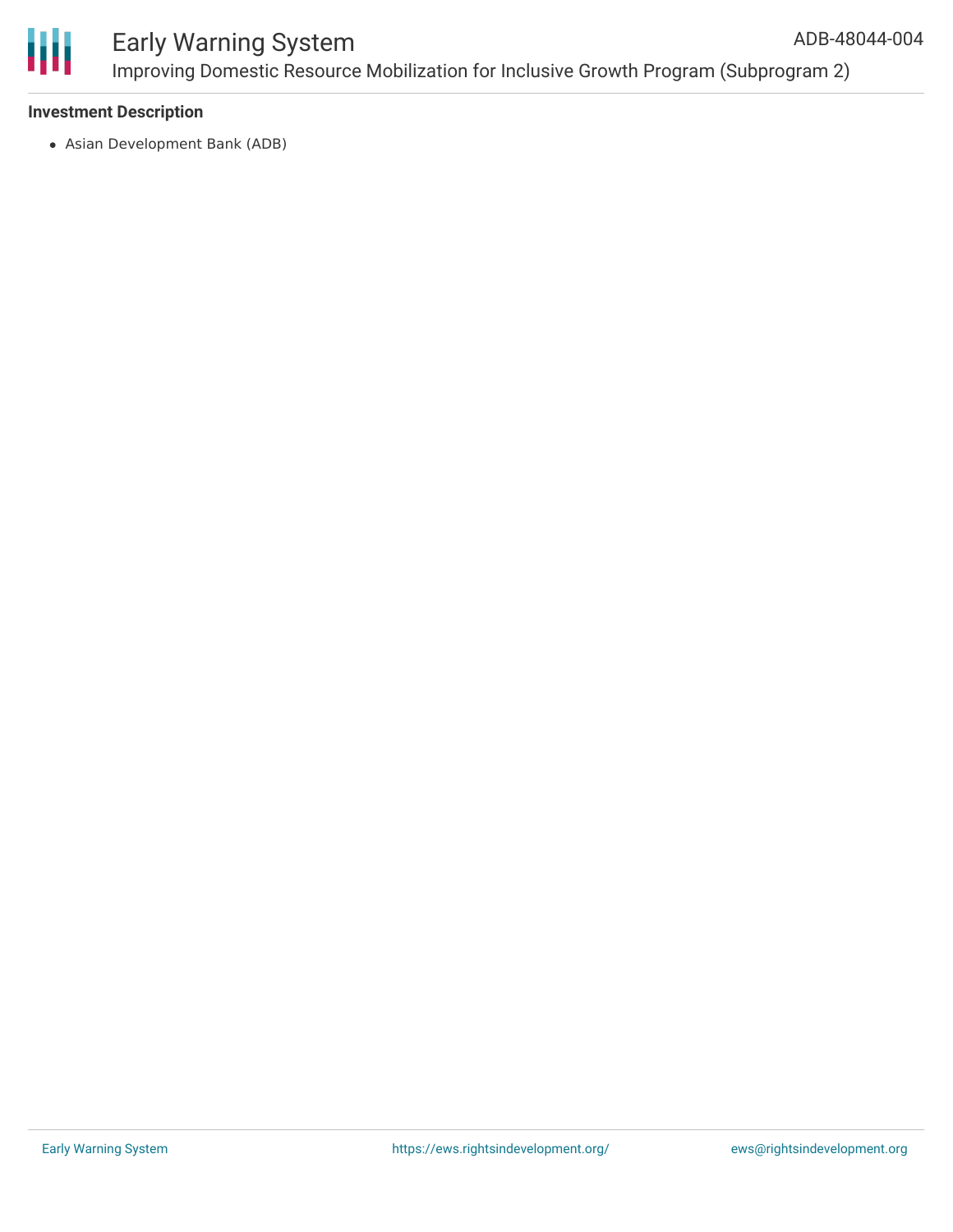### Investment Description

- Asian Development Bank (ADB)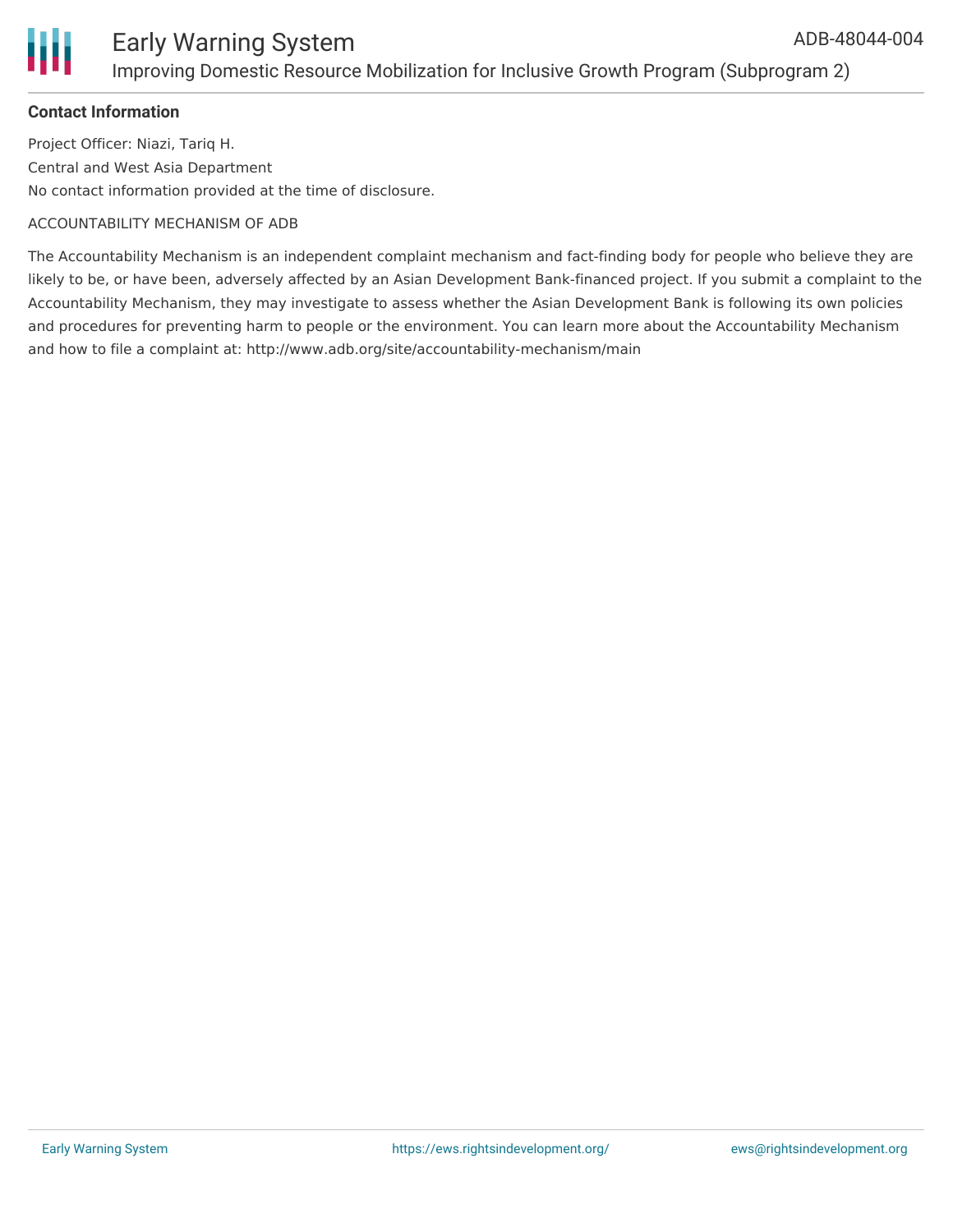**Contact Information**

Project Officer: Niazi, Tariq H.

Central and West Asia Department

No contact information provided at the time of disclosure.

ACCOUNTABILITY MECHANISM OF ADB

The Accountability Mechanism is an independent complaint mechanism and fact-finding body for people who believe they are likely to be, or have been, adversely affected by an Asian Development Bank-financed project. If you submit a complaint to the Accountability Mechanism, they may investigate to assess whether the Asian Development Bank is following its own policies and procedures for preventing harm to people or the environment. You can learn more about the Accountability Mechanism and how to file a complaint at: http://www.adb.org/site/accountability-mechanism/main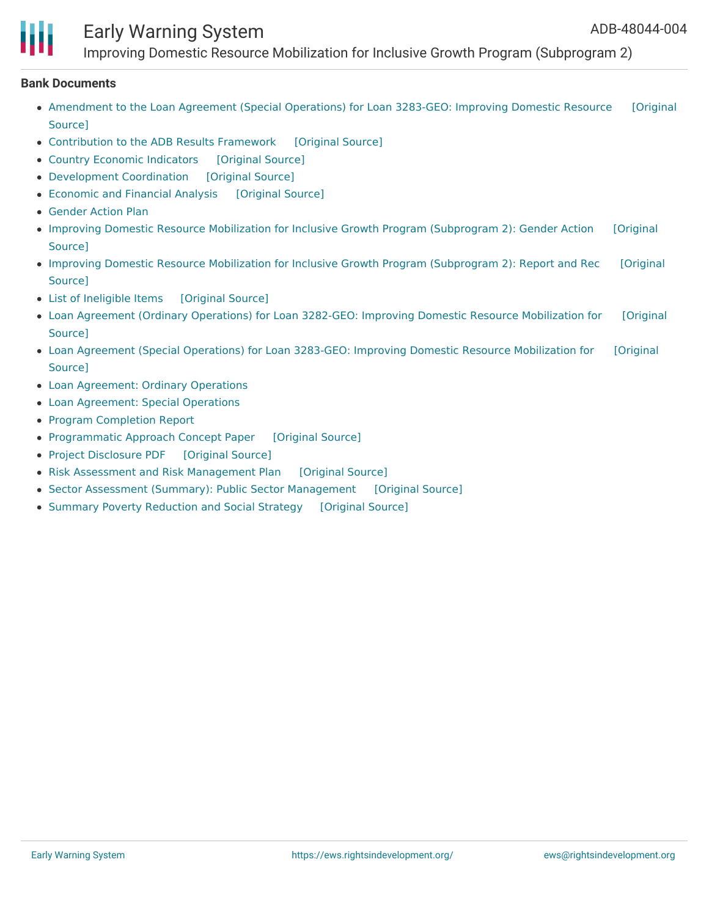### Bank Documents

- Amendment to the Loan Agreement (Special Operations) for Loan 3283-GEO: Improving Domestic Resource [Original Source]
- Contribution to the ADB Results Framework [Original Source]
- Country Economic Indicators [Original Source]
- Development Coordination [Original Source]
- Economic and Financial Analysis [Original Source]
- Gender Action Plan
- Improving Domestic Resource Mobilization for Inclusive Growth Program (Subprogram 2): Gender Action [Original Source]
- Improving Domestic Resource Mobilization for Inclusive Growth Program (Subprogram 2): Report and Rec [Original Source]
- List of Ineligible Items [Original Source]
- Loan Agreement (Ordinary Operations) for Loan 3282-GEO: Improving Domestic Resource Mobilization for [Original Source]
- Loan Agreement (Special Operations) for Loan 3283-GEO: Improving Domestic Resource Mobilization for [Original Source]
- Loan Agreement: Ordinary Operations
- Loan Agreement: Special Operations
- Program Completion Report
- Programmatic Approach Concept Paper [Original Source]
- Project Disclosure PDF [Original Source]
- Risk Assessment and Risk Management Plan [Original Source]
- Sector Assessment (Summary): Public Sector Management [Original Source]
- Summary Poverty Reduction and Social Strategy [Original Source]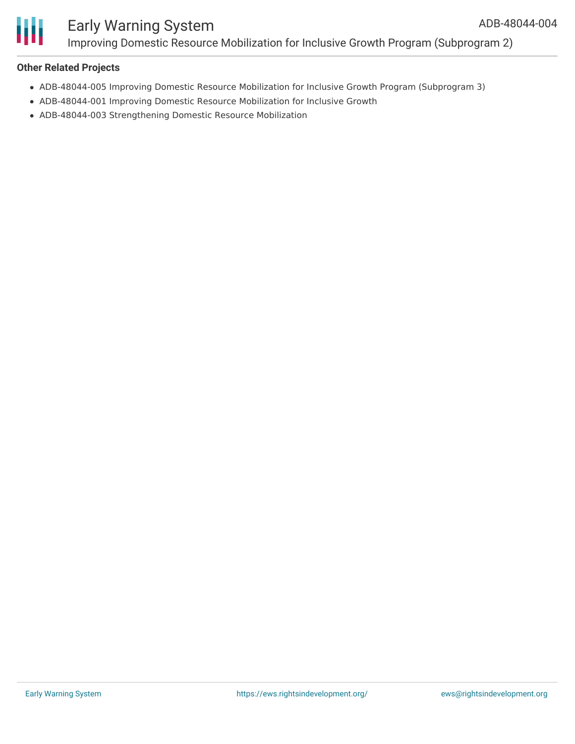**Other Related Projects**

- ADB-48044-005 Improving Domestic Resource Mobilization for Inclusive Growth Program (Subprogram 3)
- ADB-48044-001 Improving Domestic Resource Mobilization for Inclusive Growth
- ADB-48044-003 Strengthening Domestic Resource Mobilization